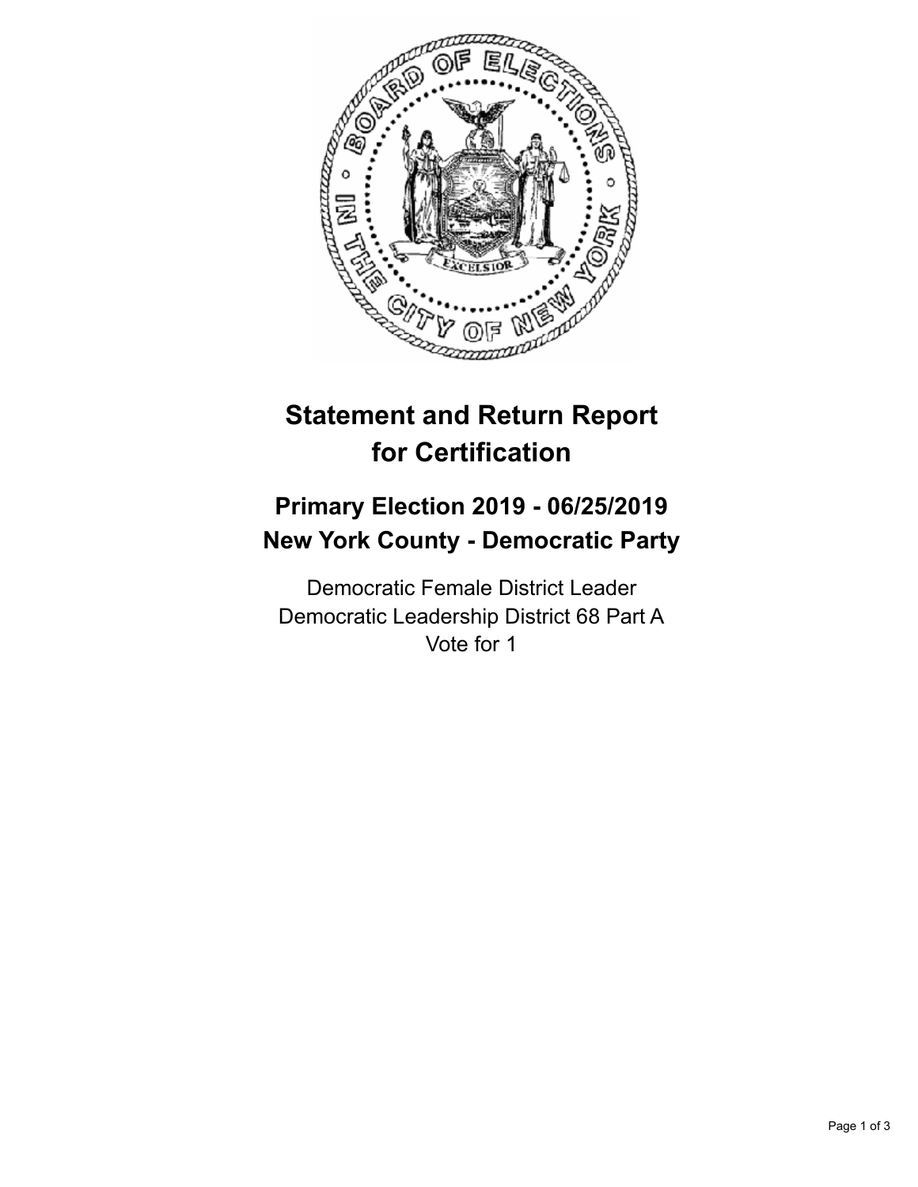# Statement and Return Report for Certification

## Primary Election 2019 - 06/25/2019
## New York County - Democratic Party

Democratic Female District Leader
Democratic Leadership District 68 Part A
Vote for 1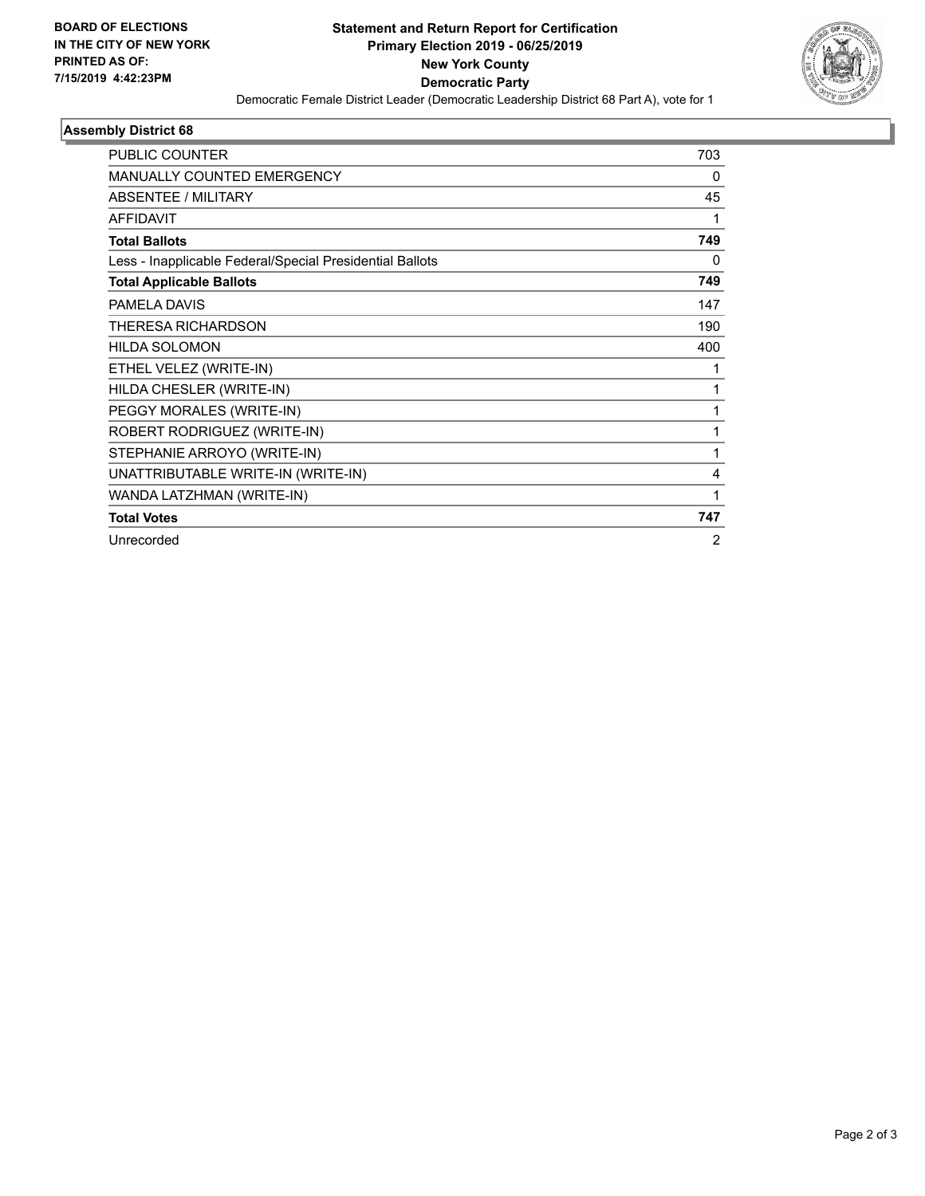**BOARD OF ELECTIONS IN THE CITY OF NEW YORK PRINTED AS OF: 7/15/2019 4:42:23PM**

# Statement and Return Report for Certification
## Primary Election 2019 - 06/25/2019
## New York County
## Democratic Party

Democratic Female District Leader (Democratic Leadership District 68 Part A), vote for 1

### Assembly District 68

| | |
|---|---|
| PUBLIC COUNTER | 703 |
| MANUALLY COUNTED EMERGENCY | 0 |
| ABSENTEE / MILITARY | 45 |
| AFFIDAVIT | 1 |
| **Total Ballots** | **749** |
| Less - Inapplicable Federal/Special Presidential Ballots | 0 |
| **Total Applicable Ballots** | **749** |
| PAMELA DAVIS | 147 |
| THERESA RICHARDSON | 190 |
| HILDA SOLOMON | 400 |
| ETHEL VELEZ (WRITE-IN) | 1 |
| HILDA CHESLER (WRITE-IN) | 1 |
| PEGGY MORALES (WRITE-IN) | 1 |
| ROBERT RODRIGUEZ (WRITE-IN) | 1 |
| STEPHANIE ARROYO (WRITE-IN) | 1 |
| UNATTRIBUTABLE WRITE-IN (WRITE-IN) | 4 |
| WANDA LATZHMAN (WRITE-IN) | 1 |
| **Total Votes** | **747** |
| Unrecorded | 2 |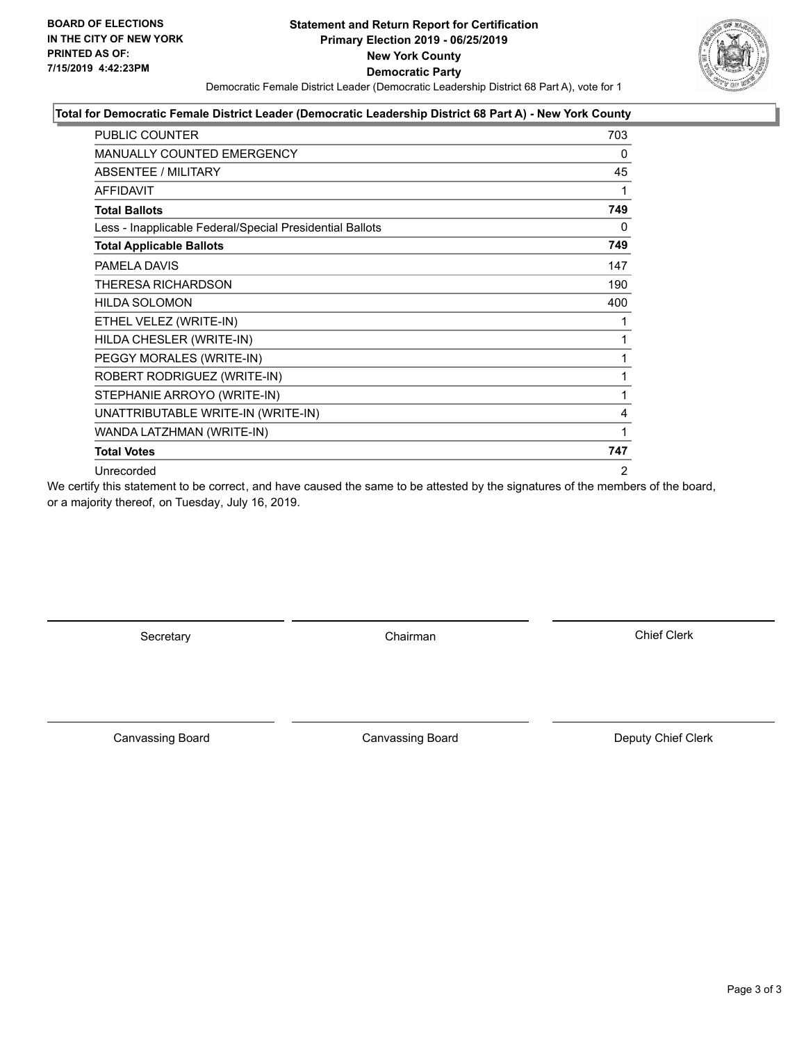**BOARD OF ELECTIONS**
**IN THE CITY OF NEW YORK**
**PRINTED AS OF:**
**7/15/2019 4:42:23PM**

**Statement and Return Report for Certification**
**Primary Election 2019 - 06/25/2019**
**New York County**
**Democratic Party**

Democratic Female District Leader (Democratic Leadership District 68 Part A), vote for 1

### Total for Democratic Female District Leader (Democratic Leadership District 68 Part A) - New York County

| | |
|---|---|
| PUBLIC COUNTER | 703 |
| MANUALLY COUNTED EMERGENCY | 0 |
| ABSENTEE / MILITARY | 45 |
| AFFIDAVIT | 1 |
| **Total Ballots** | **749** |
| Less - Inapplicable Federal/Special Presidential Ballots | 0 |
| **Total Applicable Ballots** | **749** |
| PAMELA DAVIS | 147 |
| THERESA RICHARDSON | 190 |
| HILDA SOLOMON | 400 |
| ETHEL VELEZ (WRITE-IN) | 1 |
| HILDA CHESLER (WRITE-IN) | 1 |
| PEGGY MORALES (WRITE-IN) | 1 |
| ROBERT RODRIGUEZ (WRITE-IN) | 1 |
| STEPHANIE ARROYO (WRITE-IN) | 1 |
| UNATTRIBUTABLE WRITE-IN (WRITE-IN) | 4 |
| WANDA LATZHMAN (WRITE-IN) | 1 |
| **Total Votes** | **747** |
| Unrecorded | 2 |

We certify this statement to be correct, and have caused the same to be attested by the signatures of the members of the board, or a majority thereof, on Tuesday, July 16, 2019.

Secretary

Chairman

Chief Clerk

Canvassing Board

Canvassing Board

Deputy Chief Clerk